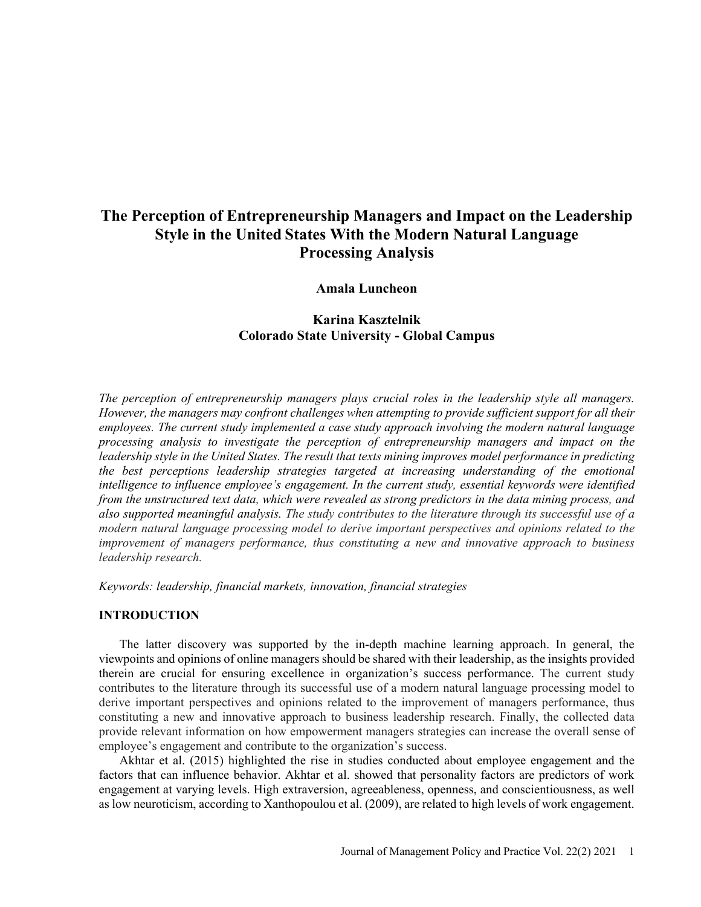# The Perception of Entrepreneurship Managers and Impact on the Leadership Style in the United States With the Modern Natural Language Processing Analysis

**Amala Luncheon**

**Karina Kasztelnik**
**Colorado State University - Global Campus**

*The perception of entrepreneurship managers plays crucial roles in the leadership style all managers. However, the managers may confront challenges when attempting to provide sufficient support for all their employees. The current study implemented a case study approach involving the modern natural language processing analysis to investigate the perception of entrepreneurship managers and impact on the leadership style in the United States. The result that texts mining improves model performance in predicting the best perceptions leadership strategies targeted at increasing understanding of the emotional intelligence to influence employee's engagement. In the current study, essential keywords were identified from the unstructured text data, which were revealed as strong predictors in the data mining process, and also supported meaningful analysis. The study contributes to the literature through its successful use of a modern natural language processing model to derive important perspectives and opinions related to the improvement of managers performance, thus constituting a new and innovative approach to business leadership research.*

*Keywords: leadership, financial markets, innovation, financial strategies*

## INTRODUCTION

The latter discovery was supported by the in-depth machine learning approach. In general, the viewpoints and opinions of online managers should be shared with their leadership, as the insights provided therein are crucial for ensuring excellence in organization's success performance. The current study contributes to the literature through its successful use of a modern natural language processing model to derive important perspectives and opinions related to the improvement of managers performance, thus constituting a new and innovative approach to business leadership research. Finally, the collected data provide relevant information on how empowerment managers strategies can increase the overall sense of employee's engagement and contribute to the organization's success.

Akhtar et al. (2015) highlighted the rise in studies conducted about employee engagement and the factors that can influence behavior. Akhtar et al. showed that personality factors are predictors of work engagement at varying levels. High extraversion, agreeableness, openness, and conscientiousness, as well as low neuroticism, according to Xanthopoulou et al. (2009), are related to high levels of work engagement.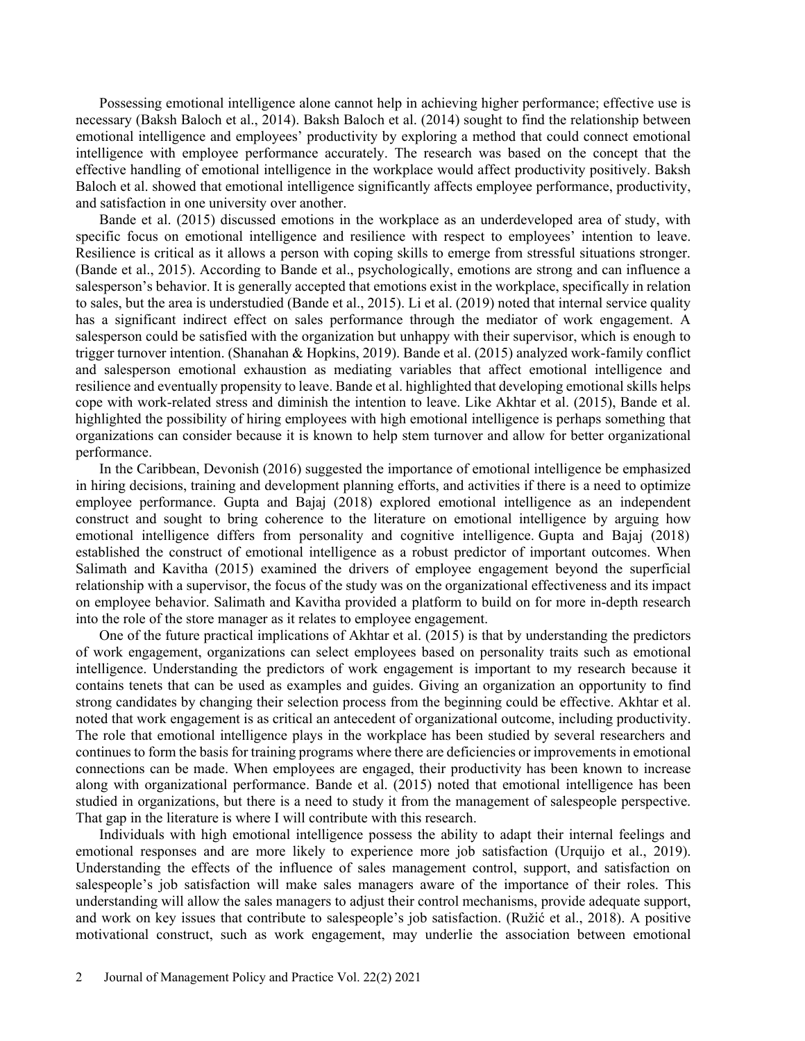Possessing emotional intelligence alone cannot help in achieving higher performance; effective use is necessary (Baksh Baloch et al., 2014). Baksh Baloch et al. (2014) sought to find the relationship between emotional intelligence and employees' productivity by exploring a method that could connect emotional intelligence with employee performance accurately. The research was based on the concept that the effective handling of emotional intelligence in the workplace would affect productivity positively. Baksh Baloch et al. showed that emotional intelligence significantly affects employee performance, productivity, and satisfaction in one university over another.

Bande et al. (2015) discussed emotions in the workplace as an underdeveloped area of study, with specific focus on emotional intelligence and resilience with respect to employees' intention to leave. Resilience is critical as it allows a person with coping skills to emerge from stressful situations stronger. (Bande et al., 2015). According to Bande et al., psychologically, emotions are strong and can influence a salesperson's behavior. It is generally accepted that emotions exist in the workplace, specifically in relation to sales, but the area is understudied (Bande et al., 2015). Li et al. (2019) noted that internal service quality has a significant indirect effect on sales performance through the mediator of work engagement. A salesperson could be satisfied with the organization but unhappy with their supervisor, which is enough to trigger turnover intention. (Shanahan & Hopkins, 2019). Bande et al. (2015) analyzed work-family conflict and salesperson emotional exhaustion as mediating variables that affect emotional intelligence and resilience and eventually propensity to leave. Bande et al. highlighted that developing emotional skills helps cope with work-related stress and diminish the intention to leave. Like Akhtar et al. (2015), Bande et al. highlighted the possibility of hiring employees with high emotional intelligence is perhaps something that organizations can consider because it is known to help stem turnover and allow for better organizational performance.

In the Caribbean, Devonish (2016) suggested the importance of emotional intelligence be emphasized in hiring decisions, training and development planning efforts, and activities if there is a need to optimize employee performance. Gupta and Bajaj (2018) explored emotional intelligence as an independent construct and sought to bring coherence to the literature on emotional intelligence by arguing how emotional intelligence differs from personality and cognitive intelligence. Gupta and Bajaj (2018) established the construct of emotional intelligence as a robust predictor of important outcomes. When Salimath and Kavitha (2015) examined the drivers of employee engagement beyond the superficial relationship with a supervisor, the focus of the study was on the organizational effectiveness and its impact on employee behavior. Salimath and Kavitha provided a platform to build on for more in-depth research into the role of the store manager as it relates to employee engagement.

One of the future practical implications of Akhtar et al. (2015) is that by understanding the predictors of work engagement, organizations can select employees based on personality traits such as emotional intelligence. Understanding the predictors of work engagement is important to my research because it contains tenets that can be used as examples and guides. Giving an organization an opportunity to find strong candidates by changing their selection process from the beginning could be effective. Akhtar et al. noted that work engagement is as critical an antecedent of organizational outcome, including productivity. The role that emotional intelligence plays in the workplace has been studied by several researchers and continues to form the basis for training programs where there are deficiencies or improvements in emotional connections can be made. When employees are engaged, their productivity has been known to increase along with organizational performance. Bande et al. (2015) noted that emotional intelligence has been studied in organizations, but there is a need to study it from the management of salespeople perspective. That gap in the literature is where I will contribute with this research.

Individuals with high emotional intelligence possess the ability to adapt their internal feelings and emotional responses and are more likely to experience more job satisfaction (Urquijo et al., 2019). Understanding the effects of the influence of sales management control, support, and satisfaction on salespeople's job satisfaction will make sales managers aware of the importance of their roles. This understanding will allow the sales managers to adjust their control mechanisms, provide adequate support, and work on key issues that contribute to salespeople's job satisfaction. (Ružić et al., 2018). A positive motivational construct, such as work engagement, may underlie the association between emotional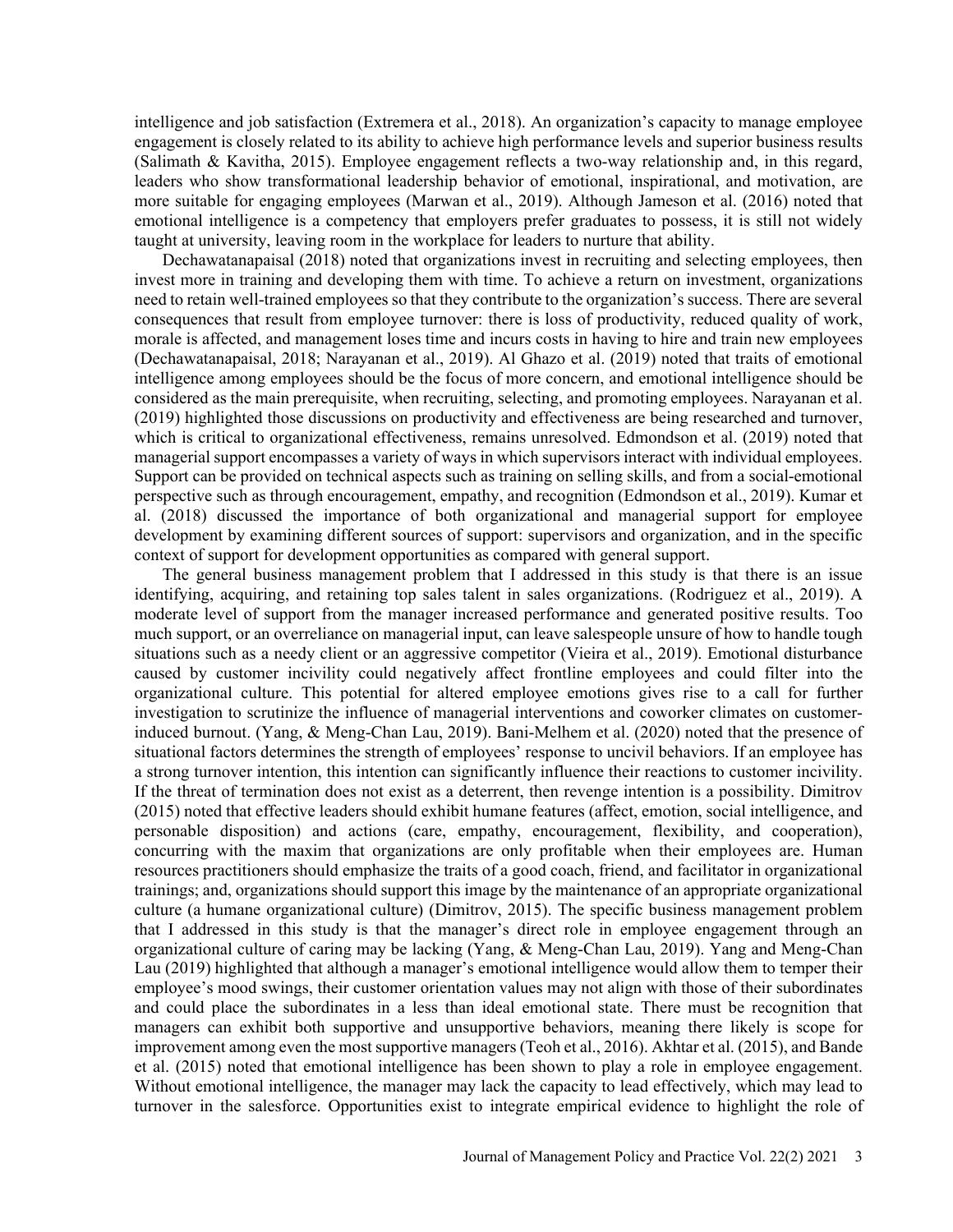intelligence and job satisfaction (Extremera et al., 2018). An organization's capacity to manage employee engagement is closely related to its ability to achieve high performance levels and superior business results (Salimath & Kavitha, 2015). Employee engagement reflects a two-way relationship and, in this regard, leaders who show transformational leadership behavior of emotional, inspirational, and motivation, are more suitable for engaging employees (Marwan et al., 2019). Although Jameson et al. (2016) noted that emotional intelligence is a competency that employers prefer graduates to possess, it is still not widely taught at university, leaving room in the workplace for leaders to nurture that ability.

Dechawatanapaisal (2018) noted that organizations invest in recruiting and selecting employees, then invest more in training and developing them with time. To achieve a return on investment, organizations need to retain well-trained employees so that they contribute to the organization's success. There are several consequences that result from employee turnover: there is loss of productivity, reduced quality of work, morale is affected, and management loses time and incurs costs in having to hire and train new employees (Dechawatanapaisal, 2018; Narayanan et al., 2019). Al Ghazo et al. (2019) noted that traits of emotional intelligence among employees should be the focus of more concern, and emotional intelligence should be considered as the main prerequisite, when recruiting, selecting, and promoting employees. Narayanan et al. (2019) highlighted those discussions on productivity and effectiveness are being researched and turnover, which is critical to organizational effectiveness, remains unresolved. Edmondson et al. (2019) noted that managerial support encompasses a variety of ways in which supervisors interact with individual employees. Support can be provided on technical aspects such as training on selling skills, and from a social-emotional perspective such as through encouragement, empathy, and recognition (Edmondson et al., 2019). Kumar et al. (2018) discussed the importance of both organizational and managerial support for employee development by examining different sources of support: supervisors and organization, and in the specific context of support for development opportunities as compared with general support.

The general business management problem that I addressed in this study is that there is an issue identifying, acquiring, and retaining top sales talent in sales organizations. (Rodriguez et al., 2019). A moderate level of support from the manager increased performance and generated positive results. Too much support, or an overreliance on managerial input, can leave salespeople unsure of how to handle tough situations such as a needy client or an aggressive competitor (Vieira et al., 2019). Emotional disturbance caused by customer incivility could negatively affect frontline employees and could filter into the organizational culture. This potential for altered employee emotions gives rise to a call for further investigation to scrutinize the influence of managerial interventions and coworker climates on customer-induced burnout. (Yang, & Meng-Chan Lau, 2019). Bani-Melhem et al. (2020) noted that the presence of situational factors determines the strength of employees' response to uncivil behaviors. If an employee has a strong turnover intention, this intention can significantly influence their reactions to customer incivility. If the threat of termination does not exist as a deterrent, then revenge intention is a possibility. Dimitrov (2015) noted that effective leaders should exhibit humane features (affect, emotion, social intelligence, and personable disposition) and actions (care, empathy, encouragement, flexibility, and cooperation), concurring with the maxim that organizations are only profitable when their employees are. Human resources practitioners should emphasize the traits of a good coach, friend, and facilitator in organizational trainings; and, organizations should support this image by the maintenance of an appropriate organizational culture (a humane organizational culture) (Dimitrov, 2015). The specific business management problem that I addressed in this study is that the manager's direct role in employee engagement through an organizational culture of caring may be lacking (Yang, & Meng-Chan Lau, 2019). Yang and Meng-Chan Lau (2019) highlighted that although a manager's emotional intelligence would allow them to temper their employee's mood swings, their customer orientation values may not align with those of their subordinates and could place the subordinates in a less than ideal emotional state. There must be recognition that managers can exhibit both supportive and unsupportive behaviors, meaning there likely is scope for improvement among even the most supportive managers (Teoh et al., 2016). Akhtar et al. (2015), and Bande et al. (2015) noted that emotional intelligence has been shown to play a role in employee engagement. Without emotional intelligence, the manager may lack the capacity to lead effectively, which may lead to turnover in the salesforce. Opportunities exist to integrate empirical evidence to highlight the role of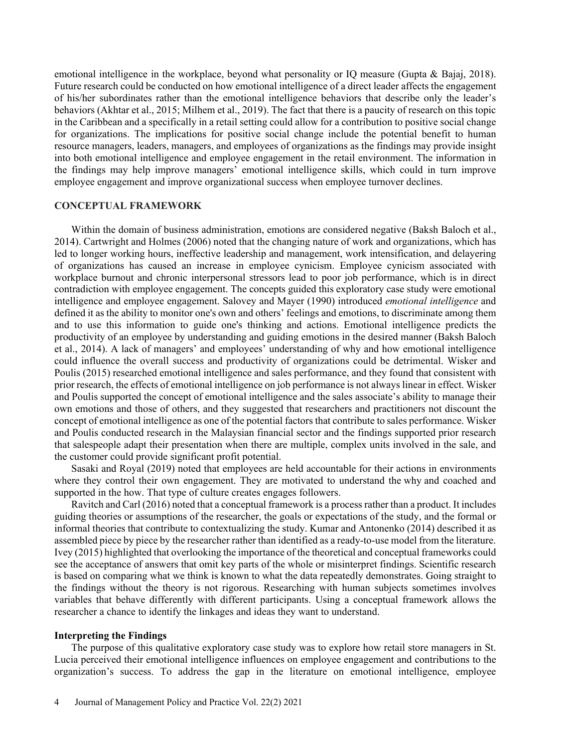emotional intelligence in the workplace, beyond what personality or IQ measure (Gupta & Bajaj, 2018). Future research could be conducted on how emotional intelligence of a direct leader affects the engagement of his/her subordinates rather than the emotional intelligence behaviors that describe only the leader's behaviors (Akhtar et al., 2015; Milhem et al., 2019). The fact that there is a paucity of research on this topic in the Caribbean and a specifically in a retail setting could allow for a contribution to positive social change for organizations. The implications for positive social change include the potential benefit to human resource managers, leaders, managers, and employees of organizations as the findings may provide insight into both emotional intelligence and employee engagement in the retail environment. The information in the findings may help improve managers' emotional intelligence skills, which could in turn improve employee engagement and improve organizational success when employee turnover declines.

## CONCEPTUAL FRAMEWORK

Within the domain of business administration, emotions are considered negative (Baksh Baloch et al., 2014). Cartwright and Holmes (2006) noted that the changing nature of work and organizations, which has led to longer working hours, ineffective leadership and management, work intensification, and delayering of organizations has caused an increase in employee cynicism. Employee cynicism associated with workplace burnout and chronic interpersonal stressors lead to poor job performance, which is in direct contradiction with employee engagement. The concepts guided this exploratory case study were emotional intelligence and employee engagement. Salovey and Mayer (1990) introduced *emotional intelligence* and defined it as the ability to monitor one's own and others' feelings and emotions, to discriminate among them and to use this information to guide one's thinking and actions. Emotional intelligence predicts the productivity of an employee by understanding and guiding emotions in the desired manner (Baksh Baloch et al., 2014). A lack of managers' and employees' understanding of why and how emotional intelligence could influence the overall success and productivity of organizations could be detrimental. Wisker and Poulis (2015) researched emotional intelligence and sales performance, and they found that consistent with prior research, the effects of emotional intelligence on job performance is not always linear in effect. Wisker and Poulis supported the concept of emotional intelligence and the sales associate's ability to manage their own emotions and those of others, and they suggested that researchers and practitioners not discount the concept of emotional intelligence as one of the potential factors that contribute to sales performance. Wisker and Poulis conducted research in the Malaysian financial sector and the findings supported prior research that salespeople adapt their presentation when there are multiple, complex units involved in the sale, and the customer could provide significant profit potential.

Sasaki and Royal (2019) noted that employees are held accountable for their actions in environments where they control their own engagement. They are motivated to understand the why and coached and supported in the how. That type of culture creates engages followers.

Ravitch and Carl (2016) noted that a conceptual framework is a process rather than a product. It includes guiding theories or assumptions of the researcher, the goals or expectations of the study, and the formal or informal theories that contribute to contextualizing the study. Kumar and Antonenko (2014) described it as assembled piece by piece by the researcher rather than identified as a ready-to-use model from the literature. Ivey (2015) highlighted that overlooking the importance of the theoretical and conceptual frameworks could see the acceptance of answers that omit key parts of the whole or misinterpret findings. Scientific research is based on comparing what we think is known to what the data repeatedly demonstrates. Going straight to the findings without the theory is not rigorous. Researching with human subjects sometimes involves variables that behave differently with different participants. Using a conceptual framework allows the researcher a chance to identify the linkages and ideas they want to understand.

### Interpreting the Findings

The purpose of this qualitative exploratory case study was to explore how retail store managers in St. Lucia perceived their emotional intelligence influences on employee engagement and contributions to the organization's success. To address the gap in the literature on emotional intelligence, employee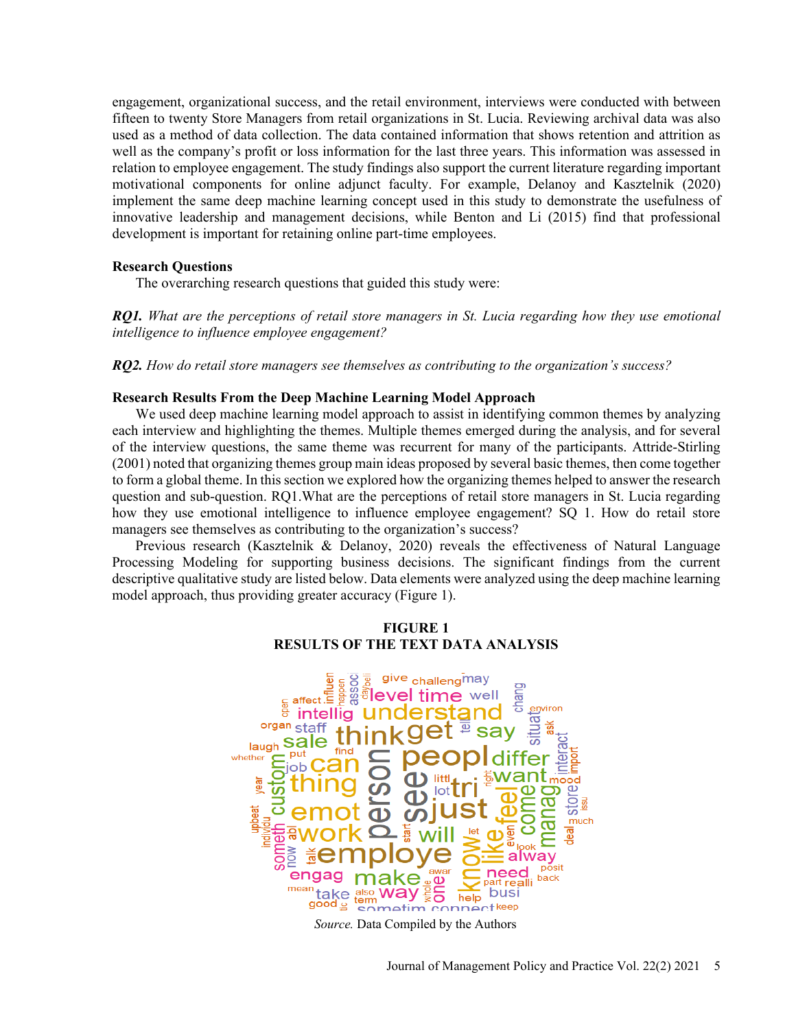engagement, organizational success, and the retail environment, interviews were conducted with between fifteen to twenty Store Managers from retail organizations in St. Lucia. Reviewing archival data was also used as a method of data collection. The data contained information that shows retention and attrition as well as the company's profit or loss information for the last three years. This information was assessed in relation to employee engagement. The study findings also support the current literature regarding important motivational components for online adjunct faculty. For example, Delanoy and Kasztelnik (2020) implement the same deep machine learning concept used in this study to demonstrate the usefulness of innovative leadership and management decisions, while Benton and Li (2015) find that professional development is important for retaining online part-time employees.

### Research Questions

The overarching research questions that guided this study were:

***RQ1.*** *What are the perceptions of retail store managers in St. Lucia regarding how they use emotional intelligence to influence employee engagement?*

***RQ2.*** *How do retail store managers see themselves as contributing to the organization's success?*

### Research Results From the Deep Machine Learning Model Approach

We used deep machine learning model approach to assist in identifying common themes by analyzing each interview and highlighting the themes. Multiple themes emerged during the analysis, and for several of the interview questions, the same theme was recurrent for many of the participants. Attride-Stirling (2001) noted that organizing themes group main ideas proposed by several basic themes, then come together to form a global theme. In this section we explored how the organizing themes helped to answer the research question and sub-question. RQ1.What are the perceptions of retail store managers in St. Lucia regarding how they use emotional intelligence to influence employee engagement? SQ 1. How do retail store managers see themselves as contributing to the organization's success?

Previous research (Kasztelnik & Delanoy, 2020) reveals the effectiveness of Natural Language Processing Modeling for supporting business decisions. The significant findings from the current descriptive qualitative study are listed below. Data elements were analyzed using the deep machine learning model approach, thus providing greater accuracy (Figure 1).

**FIGURE 1**
**RESULTS OF THE TEXT DATA ANALYSIS**

*Source.* Data Compiled by the Authors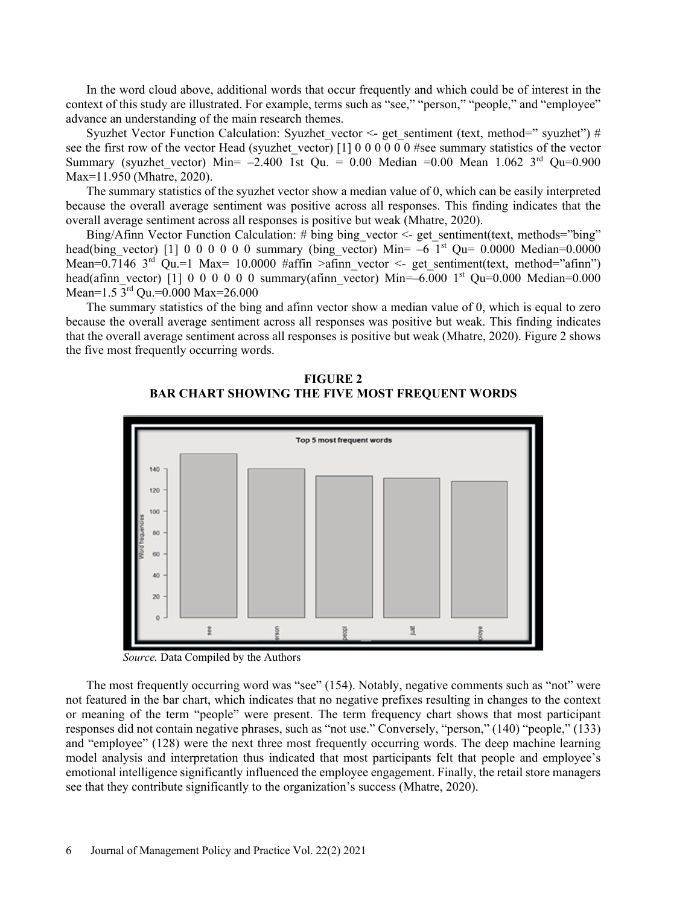In the word cloud above, additional words that occur frequently and which could be of interest in the context of this study are illustrated. For example, terms such as "see," "person," "people," and "employee" advance an understanding of the main research themes.

Syuzhet Vector Function Calculation: Syuzhet_vector <- get_sentiment (text, method=" syuzhet") # see the first row of the vector Head (syuzhet_vector) [1] 0 0 0 0 0 0 #see summary statistics of the vector Summary (syuzhet_vector) Min= –2.400 1st Qu. = 0.00 Median =0.00 Mean 1.062 3rd Qu=0.900 Max=11.950 (Mhatre, 2020).

The summary statistics of the syuzhet vector show a median value of 0, which can be easily interpreted because the overall average sentiment was positive across all responses. This finding indicates that the overall average sentiment across all responses is positive but weak (Mhatre, 2020).

Bing/Afinn Vector Function Calculation: # bing bing_vector <- get_sentiment(text, methods="bing" head(bing_vector) [1] 0 0 0 0 0 0 summary (bing_vector) Min= –6 1st Qu= 0.0000 Median=0.0000 Mean=0.7146 3rd Qu.=1 Max= 10.0000 #affin >afinn_vector <- get_sentiment(text, method="afinn") head(afinn_vector) [1] 0 0 0 0 0 0 summary(afinn_vector) Min=–6.000 1st Qu=0.000 Median=0.000 Mean=1.5 3rd Qu.=0.000 Max=26.000

The summary statistics of the bing and afinn vector show a median value of 0, which is equal to zero because the overall average sentiment across all responses was positive but weak. This finding indicates that the overall average sentiment across all responses is positive but weak (Mhatre, 2020). Figure 2 shows the five most frequently occurring words.

**FIGURE 2**
**BAR CHART SHOWING THE FIVE MOST FREQUENT WORDS**

*Source.* Data Compiled by the Authors

The most frequently occurring word was "see" (154). Notably, negative comments such as "not" were not featured in the bar chart, which indicates that no negative prefixes resulting in changes to the context or meaning of the term "people" were present. The term frequency chart shows that most participant responses did not contain negative phrases, such as "not use." Conversely, "person," (140) "people," (133) and "employee" (128) were the next three most frequently occurring words. The deep machine learning model analysis and interpretation thus indicated that most participants felt that people and employee's emotional intelligence significantly influenced the employee engagement. Finally, the retail store managers see that they contribute significantly to the organization's success (Mhatre, 2020).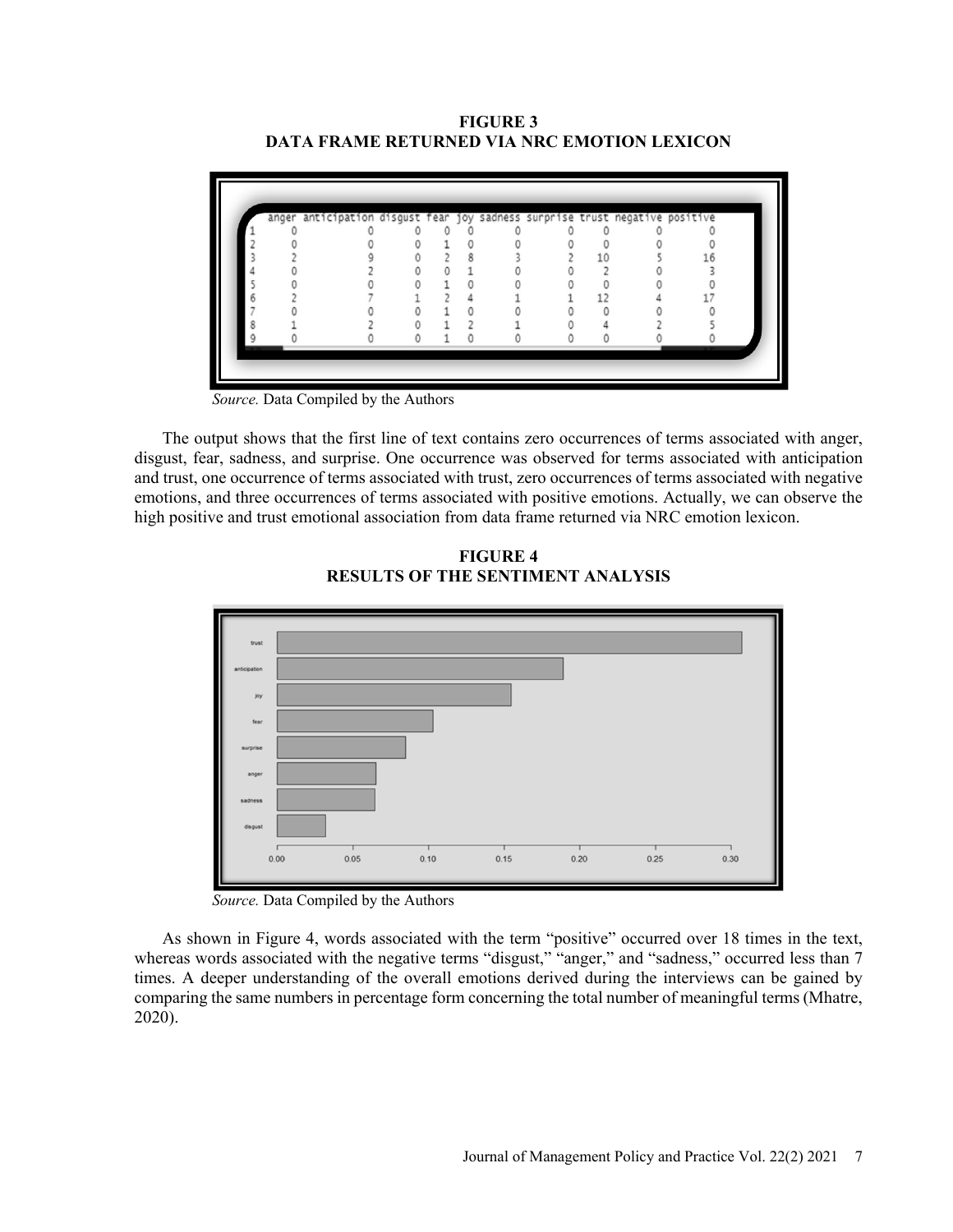**FIGURE 3**
**DATA FRAME RETURNED VIA NRC EMOTION LEXICON**

| | anger | anticipation | disgust | fear | joy | sadness | surprise | trust | negative | positive |
|---|---|---|---|---|---|---|---|---|---|---|
| 1 | 0 | 0 | 0 | 0 | 0 | 0 | 0 | 0 | 0 | 0 |
| 2 | 0 | 0 | 0 | 1 | 0 | 0 | 0 | 0 | 0 | 0 |
| 3 | 2 | 9 | 0 | 2 | 8 | 3 | 2 | 10 | 5 | 16 |
| 4 | 0 | 2 | 0 | 0 | 1 | 0 | 0 | 2 | 0 | 3 |
| 5 | 0 | 0 | 0 | 1 | 0 | 0 | 0 | 0 | 0 | 0 |
| 6 | 2 | 7 | 1 | 2 | 4 | 1 | 1 | 12 | 4 | 17 |
| 7 | 0 | 0 | 0 | 1 | 0 | 0 | 0 | 0 | 0 | 0 |
| 8 | 1 | 2 | 0 | 1 | 2 | 1 | 0 | 4 | 2 | 5 |
| 9 | 0 | 0 | 0 | 1 | 0 | 0 | 0 | 0 | 0 | 0 |

*Source.* Data Compiled by the Authors

The output shows that the first line of text contains zero occurrences of terms associated with anger, disgust, fear, sadness, and surprise. One occurrence was observed for terms associated with anticipation and trust, one occurrence of terms associated with trust, zero occurrences of terms associated with negative emotions, and three occurrences of terms associated with positive emotions. Actually, we can observe the high positive and trust emotional association from data frame returned via NRC emotion lexicon.

**FIGURE 4**
**RESULTS OF THE SENTIMENT ANALYSIS**

*Source.* Data Compiled by the Authors

As shown in Figure 4, words associated with the term "positive" occurred over 18 times in the text, whereas words associated with the negative terms "disgust," "anger," and "sadness," occurred less than 7 times. A deeper understanding of the overall emotions derived during the interviews can be gained by comparing the same numbers in percentage form concerning the total number of meaningful terms (Mhatre, 2020).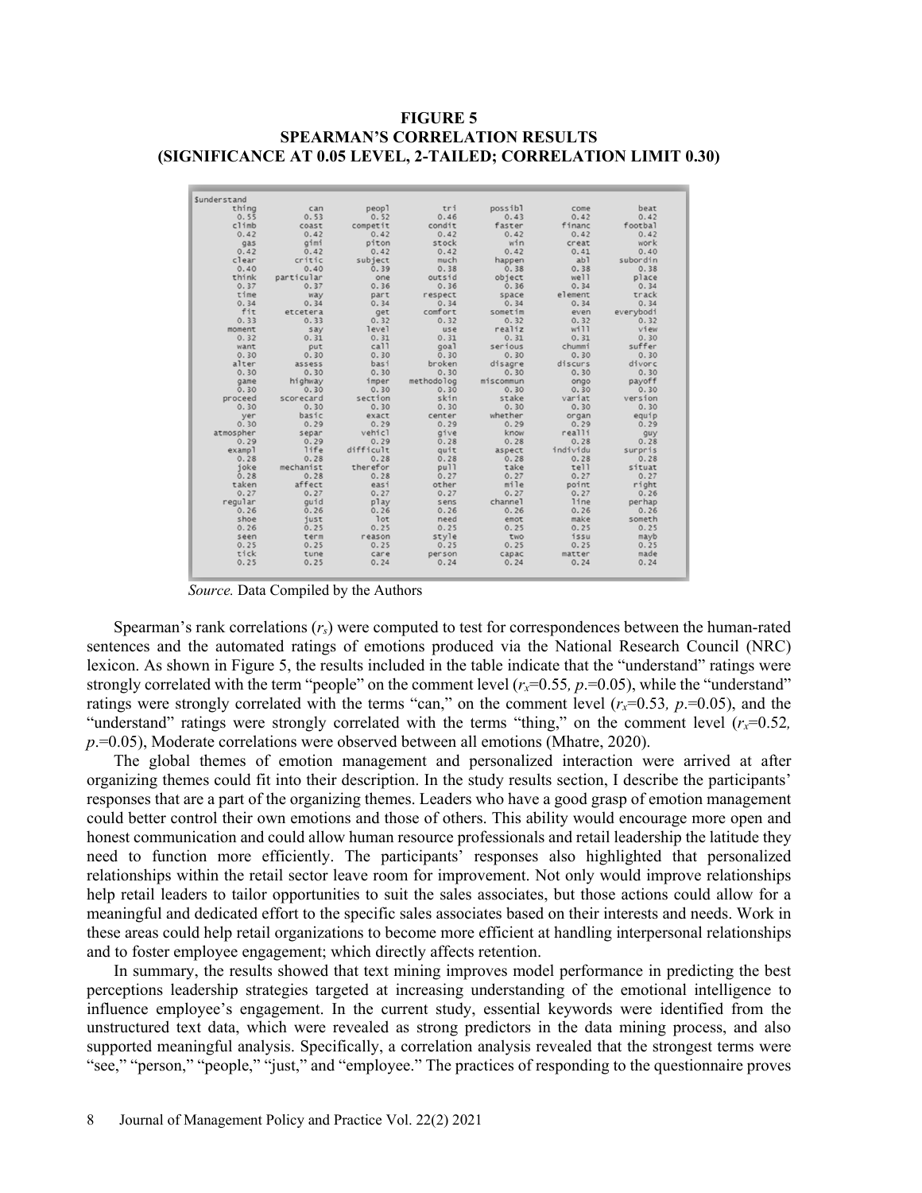**FIGURE 5**
**SPEARMAN'S CORRELATION RESULTS**
**(SIGNIFICANCE AT 0.05 LEVEL, 2-TAILED; CORRELATION LIMIT 0.30)**

```
$understand
     thing        can      peopl        tri    possibl       come       beat
      0.55       0.53       0.52       0.46       0.43       0.42       0.42
     climb      coast   competit     condit     faster     financ    footbal
      0.42       0.42       0.42       0.42       0.42       0.42       0.42
       gas       gimi      piton      stock        win      creat       work
      0.42       0.42       0.42       0.42       0.42       0.41       0.40
     clear     critic    subject       much     happen        abl   subordin
      0.40       0.40       0.39       0.38       0.38       0.38       0.38
     think particular        one     outsid     object       well      place
      0.37       0.37       0.36       0.36       0.36       0.34       0.34
      time        way       part    respect      space    element      track
      0.34       0.34       0.34       0.34       0.34       0.34       0.34
       fit   etcetera        get    comfort    sometim       even  everybodi
      0.33       0.33       0.32       0.32       0.32       0.32       0.32
    moment        say      level        use     realiz       will       view
      0.32       0.31       0.31       0.31       0.31       0.31       0.30
      want        put       call       goal    serious      chummi     suffer
      0.30       0.30       0.30       0.30       0.30       0.30       0.30
     alter     assess       basi     broken    disagre     discurs     divorc
      0.30       0.30       0.30       0.30       0.30       0.30       0.30
      game    highway      imper  methodolog  miscommun       ongo     payoff
      0.30       0.30       0.30       0.30       0.30       0.30       0.30
   proceed  scorecard    section      skin      stake      variat    version
      0.30       0.30       0.30       0.30       0.30       0.30       0.30
       yer      basic      exact     center    whether      organ      equip
      0.30       0.29       0.29       0.29       0.29       0.29       0.29
 atmospher      separ     vehicl       give       know      realli        guy
      0.29       0.29       0.29       0.28       0.28       0.28       0.28
     exampl       life  difficult      quit     aspect    individu    surpris
      0.28       0.28       0.28       0.28       0.28       0.28       0.28
      joke  mechanist   therefor       pull       take       tell     situat
      0.28       0.28       0.28       0.27       0.27       0.27       0.27
     taken     affect       easi      other       mile      point      right
      0.27       0.27       0.27       0.27       0.27       0.27       0.26
   regular       guid       play       sens    channel       line     perhap
      0.26       0.26       0.26       0.26       0.26       0.26       0.26
      shoe       just        lot       need       emot       make     someth
      0.26       0.25       0.25       0.25       0.25       0.25       0.25
      seen       term     reason      style        two       issu       mayb
      0.25       0.25       0.25       0.25       0.25       0.25       0.25
      tick       tune       care     person      capac     matter       made
      0.25       0.25       0.24       0.24       0.24       0.24       0.24
```

*Source.* Data Compiled by the Authors

Spearman's rank correlations ($r_s$) were computed to test for correspondences between the human-rated sentences and the automated ratings of emotions produced via the National Research Council (NRC) lexicon. As shown in Figure 5, the results included in the table indicate that the "understand" ratings were strongly correlated with the term "people" on the comment level ($r_x$=0.55*, p*.=0.05), while the "understand" ratings were strongly correlated with the terms "can," on the comment level ($r_x$=0.53*, p*.=0.05), and the "understand" ratings were strongly correlated with the terms "thing," on the comment level ($r_x$=0.52*, p*.=0.05), Moderate correlations were observed between all emotions (Mhatre, 2020).

The global themes of emotion management and personalized interaction were arrived at after organizing themes could fit into their description. In the study results section, I describe the participants' responses that are a part of the organizing themes. Leaders who have a good grasp of emotion management could better control their own emotions and those of others. This ability would encourage more open and honest communication and could allow human resource professionals and retail leadership the latitude they need to function more efficiently. The participants' responses also highlighted that personalized relationships within the retail sector leave room for improvement. Not only would improve relationships help retail leaders to tailor opportunities to suit the sales associates, but those actions could allow for a meaningful and dedicated effort to the specific sales associates based on their interests and needs. Work in these areas could help retail organizations to become more efficient at handling interpersonal relationships and to foster employee engagement; which directly affects retention.

In summary, the results showed that text mining improves model performance in predicting the best perceptions leadership strategies targeted at increasing understanding of the emotional intelligence to influence employee's engagement. In the current study, essential keywords were identified from the unstructured text data, which were revealed as strong predictors in the data mining process, and also supported meaningful analysis. Specifically, a correlation analysis revealed that the strongest terms were "see," "person," "people," "just," and "employee." The practices of responding to the questionnaire proves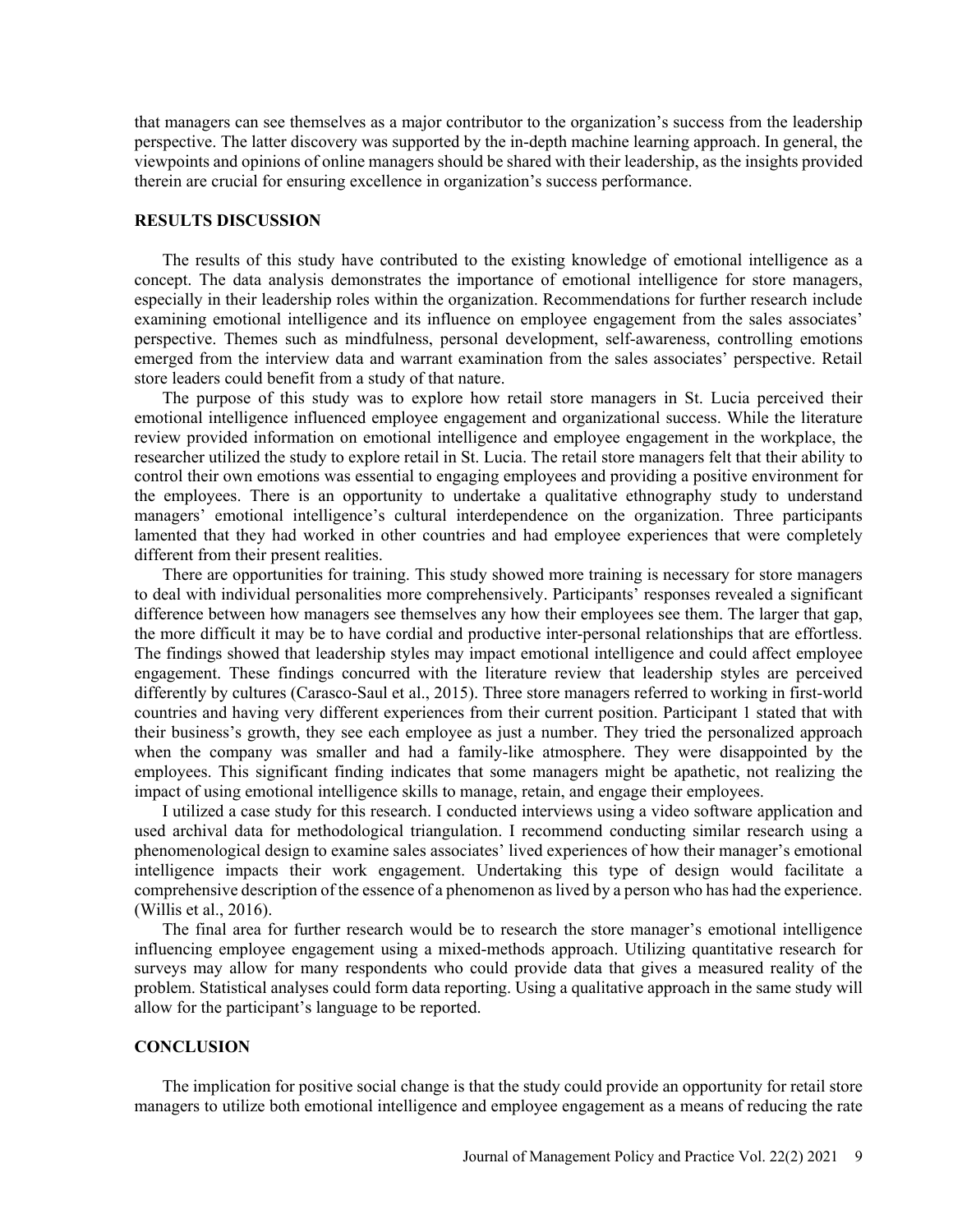that managers can see themselves as a major contributor to the organization's success from the leadership perspective. The latter discovery was supported by the in-depth machine learning approach. In general, the viewpoints and opinions of online managers should be shared with their leadership, as the insights provided therein are crucial for ensuring excellence in organization's success performance.

## RESULTS DISCUSSION

The results of this study have contributed to the existing knowledge of emotional intelligence as a concept. The data analysis demonstrates the importance of emotional intelligence for store managers, especially in their leadership roles within the organization. Recommendations for further research include examining emotional intelligence and its influence on employee engagement from the sales associates' perspective. Themes such as mindfulness, personal development, self-awareness, controlling emotions emerged from the interview data and warrant examination from the sales associates' perspective. Retail store leaders could benefit from a study of that nature.

The purpose of this study was to explore how retail store managers in St. Lucia perceived their emotional intelligence influenced employee engagement and organizational success. While the literature review provided information on emotional intelligence and employee engagement in the workplace, the researcher utilized the study to explore retail in St. Lucia. The retail store managers felt that their ability to control their own emotions was essential to engaging employees and providing a positive environment for the employees. There is an opportunity to undertake a qualitative ethnography study to understand managers' emotional intelligence's cultural interdependence on the organization. Three participants lamented that they had worked in other countries and had employee experiences that were completely different from their present realities.

There are opportunities for training. This study showed more training is necessary for store managers to deal with individual personalities more comprehensively. Participants' responses revealed a significant difference between how managers see themselves any how their employees see them. The larger that gap, the more difficult it may be to have cordial and productive inter-personal relationships that are effortless. The findings showed that leadership styles may impact emotional intelligence and could affect employee engagement. These findings concurred with the literature review that leadership styles are perceived differently by cultures (Carasco-Saul et al., 2015). Three store managers referred to working in first-world countries and having very different experiences from their current position. Participant 1 stated that with their business's growth, they see each employee as just a number. They tried the personalized approach when the company was smaller and had a family-like atmosphere. They were disappointed by the employees. This significant finding indicates that some managers might be apathetic, not realizing the impact of using emotional intelligence skills to manage, retain, and engage their employees.

I utilized a case study for this research. I conducted interviews using a video software application and used archival data for methodological triangulation. I recommend conducting similar research using a phenomenological design to examine sales associates' lived experiences of how their manager's emotional intelligence impacts their work engagement. Undertaking this type of design would facilitate a comprehensive description of the essence of a phenomenon as lived by a person who has had the experience. (Willis et al., 2016).

The final area for further research would be to research the store manager's emotional intelligence influencing employee engagement using a mixed-methods approach. Utilizing quantitative research for surveys may allow for many respondents who could provide data that gives a measured reality of the problem. Statistical analyses could form data reporting. Using a qualitative approach in the same study will allow for the participant's language to be reported.

## CONCLUSION

The implication for positive social change is that the study could provide an opportunity for retail store managers to utilize both emotional intelligence and employee engagement as a means of reducing the rate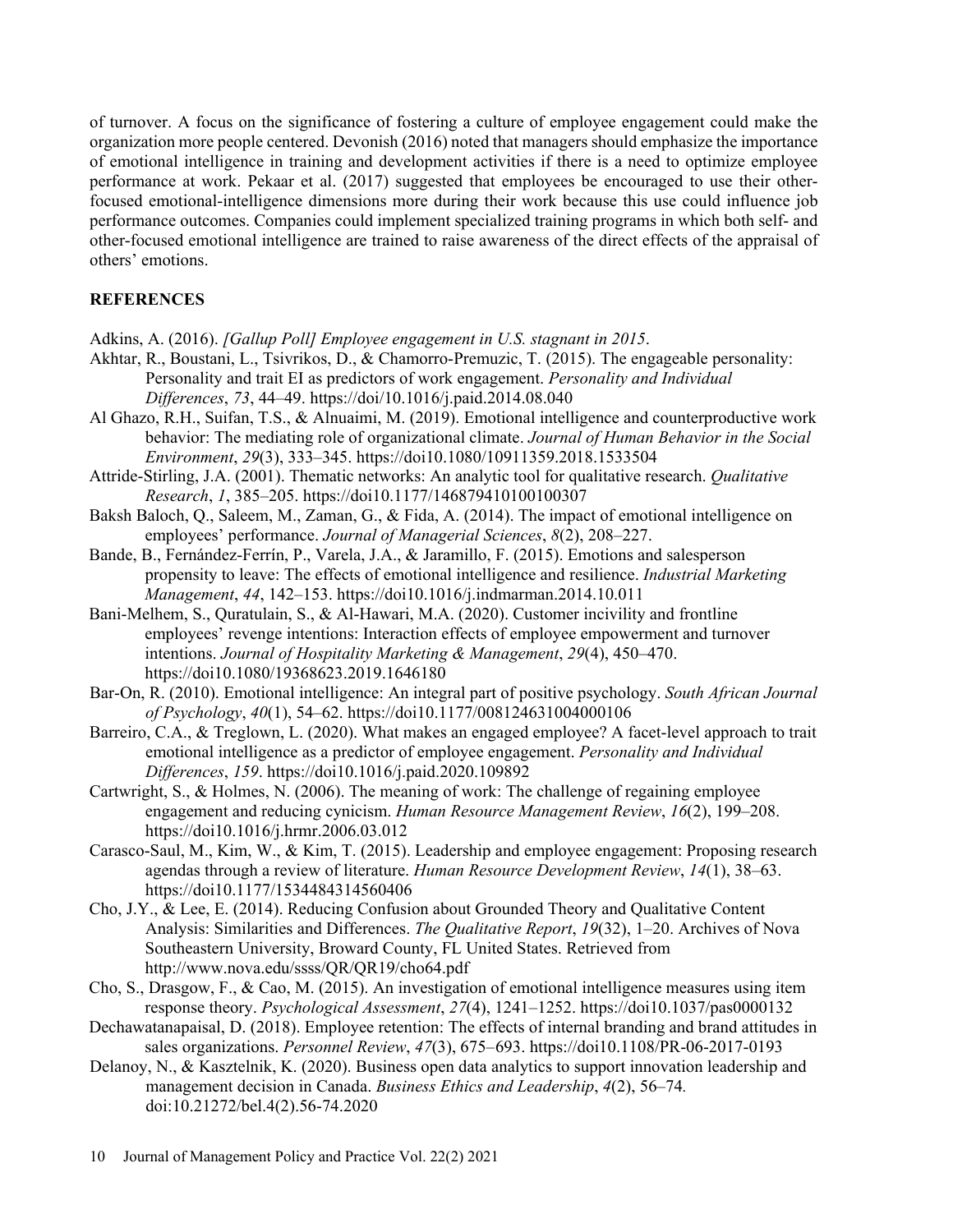of turnover. A focus on the significance of fostering a culture of employee engagement could make the organization more people centered. Devonish (2016) noted that managers should emphasize the importance of emotional intelligence in training and development activities if there is a need to optimize employee performance at work. Pekaar et al. (2017) suggested that employees be encouraged to use their other-focused emotional-intelligence dimensions more during their work because this use could influence job performance outcomes. Companies could implement specialized training programs in which both self- and other-focused emotional intelligence are trained to raise awareness of the direct effects of the appraisal of others' emotions.

## REFERENCES

Adkins, A. (2016). *[Gallup Poll] Employee engagement in U.S. stagnant in 2015*.

Akhtar, R., Boustani, L., Tsivrikos, D., & Chamorro-Premuzic, T. (2015). The engageable personality: Personality and trait EI as predictors of work engagement. *Personality and Individual Differences*, *73*, 44–49. https://doi10.1016/j.paid.2014.08.040

Al Ghazo, R.H., Suifan, T.S., & Alnuaimi, M. (2019). Emotional intelligence and counterproductive work behavior: The mediating role of organizational climate. *Journal of Human Behavior in the Social Environment*, *29*(3), 333–345. https://doi10.1080/10911359.2018.1533504

Attride-Stirling, J.A. (2001). Thematic networks: An analytic tool for qualitative research. *Qualitative Research*, *1*, 385–205. https://doi10.1177/146879410100100307

Baksh Baloch, Q., Saleem, M., Zaman, G., & Fida, A. (2014). The impact of emotional intelligence on employees' performance. *Journal of Managerial Sciences*, *8*(2), 208–227.

Bande, B., Fernández-Ferrín, P., Varela, J.A., & Jaramillo, F. (2015). Emotions and salesperson propensity to leave: The effects of emotional intelligence and resilience. *Industrial Marketing Management*, *44*, 142–153. https://doi10.1016/j.indmarman.2014.10.011

Bani-Melhem, S., Quratulain, S., & Al-Hawari, M.A. (2020). Customer incivility and frontline employees' revenge intentions: Interaction effects of employee empowerment and turnover intentions. *Journal of Hospitality Marketing & Management*, *29*(4), 450–470. https://doi10.1080/19368623.2019.1646180

Bar-On, R. (2010). Emotional intelligence: An integral part of positive psychology. *South African Journal of Psychology*, *40*(1), 54–62. https://doi10.1177/008124631004000106

Barreiro, C.A., & Treglown, L. (2020). What makes an engaged employee? A facet-level approach to trait emotional intelligence as a predictor of employee engagement. *Personality and Individual Differences*, *159*. https://doi10.1016/j.paid.2020.109892

Cartwright, S., & Holmes, N. (2006). The meaning of work: The challenge of regaining employee engagement and reducing cynicism. *Human Resource Management Review*, *16*(2), 199–208. https://doi10.1016/j.hrmr.2006.03.012

Carasco-Saul, M., Kim, W., & Kim, T. (2015). Leadership and employee engagement: Proposing research agendas through a review of literature. *Human Resource Development Review*, *14*(1), 38–63. https://doi10.1177/1534484314560406

Cho, J.Y., & Lee, E. (2014). Reducing Confusion about Grounded Theory and Qualitative Content Analysis: Similarities and Differences. *The Qualitative Report*, *19*(32), 1–20. Archives of Nova Southeastern University, Broward County, FL United States. Retrieved from http://www.nova.edu/ssss/QR/QR19/cho64.pdf

Cho, S., Drasgow, F., & Cao, M. (2015). An investigation of emotional intelligence measures using item response theory. *Psychological Assessment*, *27*(4), 1241–1252. https://doi10.1037/pas0000132

Dechawatanapaisal, D. (2018). Employee retention: The effects of internal branding and brand attitudes in sales organizations. *Personnel Review*, *47*(3), 675–693. https://doi10.1108/PR-06-2017-0193

Delanoy, N., & Kasztelnik, K. (2020). Business open data analytics to support innovation leadership and management decision in Canada. *Business Ethics and Leadership*, *4*(2), 56–74. doi:10.21272/bel.4(2).56-74.2020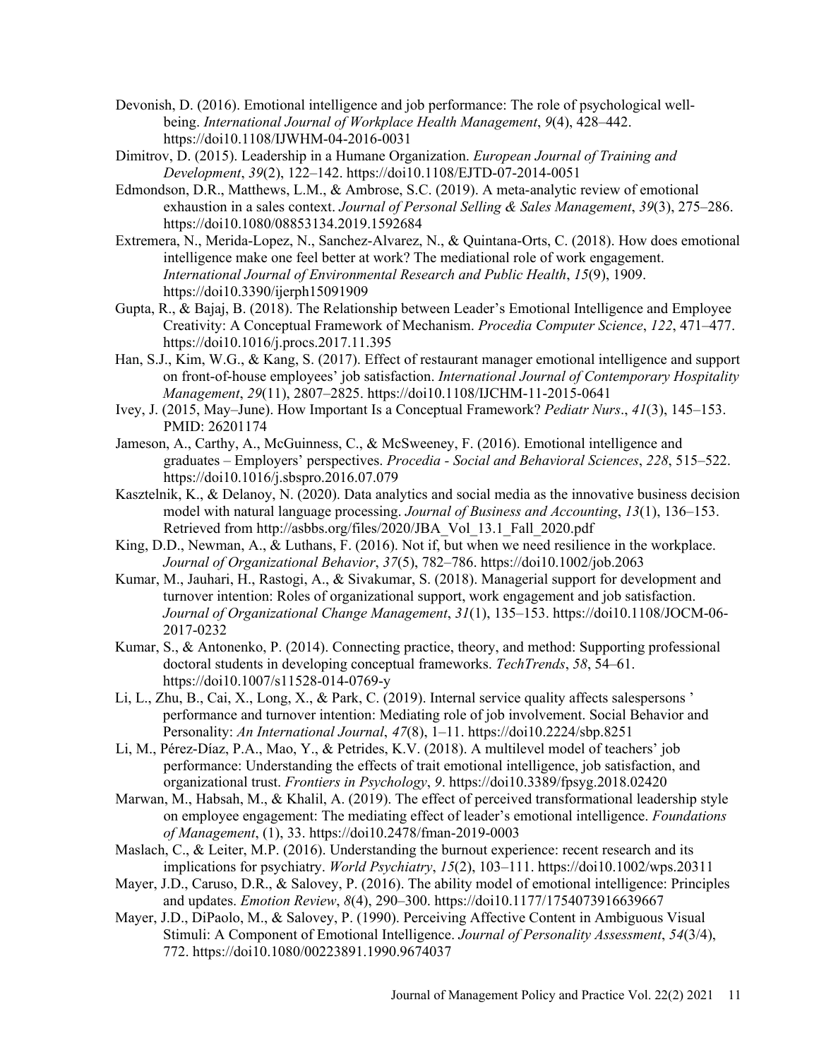Devonish, D. (2016). Emotional intelligence and job performance: The role of psychological well-being. *International Journal of Workplace Health Management*, *9*(4), 428–442. https://doi10.1108/IJWHM-04-2016-0031

Dimitrov, D. (2015). Leadership in a Humane Organization. *European Journal of Training and Development*, *39*(2), 122–142. https://doi10.1108/EJTD-07-2014-0051

Edmondson, D.R., Matthews, L.M., & Ambrose, S.C. (2019). A meta-analytic review of emotional exhaustion in a sales context. *Journal of Personal Selling & Sales Management*, *39*(3), 275–286. https://doi10.1080/08853134.2019.1592684

Extremera, N., Merida-Lopez, N., Sanchez-Alvarez, N., & Quintana-Orts, C. (2018). How does emotional intelligence make one feel better at work? The mediational role of work engagement. *International Journal of Environmental Research and Public Health*, *15*(9), 1909. https://doi10.3390/ijerph15091909

Gupta, R., & Bajaj, B. (2018). The Relationship between Leader's Emotional Intelligence and Employee Creativity: A Conceptual Framework of Mechanism. *Procedia Computer Science*, *122*, 471–477. https://doi10.1016/j.procs.2017.11.395

Han, S.J., Kim, W.G., & Kang, S. (2017). Effect of restaurant manager emotional intelligence and support on front-of-house employees' job satisfaction. *International Journal of Contemporary Hospitality Management*, *29*(11), 2807–2825. https://doi10.1108/IJCHM-11-2015-0641

Ivey, J. (2015, May–June). How Important Is a Conceptual Framework? *Pediatr Nurs*., *41*(3), 145–153. PMID: 26201174

Jameson, A., Carthy, A., McGuinness, C., & McSweeney, F. (2016). Emotional intelligence and graduates – Employers' perspectives. *Procedia - Social and Behavioral Sciences*, *228*, 515–522. https://doi10.1016/j.sbspro.2016.07.079

Kasztelnik, K., & Delanoy, N. (2020). Data analytics and social media as the innovative business decision model with natural language processing. *Journal of Business and Accounting*, *13*(1), 136–153. Retrieved from http://asbbs.org/files/2020/JBA_Vol_13.1_Fall_2020.pdf

King, D.D., Newman, A., & Luthans, F. (2016). Not if, but when we need resilience in the workplace. *Journal of Organizational Behavior*, *37*(5), 782–786. https://doi10.1002/job.2063

Kumar, M., Jauhari, H., Rastogi, A., & Sivakumar, S. (2018). Managerial support for development and turnover intention: Roles of organizational support, work engagement and job satisfaction. *Journal of Organizational Change Management*, *31*(1), 135–153. https://doi10.1108/JOCM-06-2017-0232

Kumar, S., & Antonenko, P. (2014). Connecting practice, theory, and method: Supporting professional doctoral students in developing conceptual frameworks. *TechTrends*, *58*, 54–61. https://doi10.1007/s11528-014-0769-y

Li, L., Zhu, B., Cai, X., Long, X., & Park, C. (2019). Internal service quality affects salespersons ' performance and turnover intention: Mediating role of job involvement. Social Behavior and Personality: *An International Journal*, *47*(8), 1–11. https://doi10.2224/sbp.8251

Li, M., Pérez-Díaz, P.A., Mao, Y., & Petrides, K.V. (2018). A multilevel model of teachers' job performance: Understanding the effects of trait emotional intelligence, job satisfaction, and organizational trust. *Frontiers in Psychology*, *9*. https://doi10.3389/fpsyg.2018.02420

Marwan, M., Habsah, M., & Khalil, A. (2019). The effect of perceived transformational leadership style on employee engagement: The mediating effect of leader's emotional intelligence. *Foundations of Management*, (1), 33. https://doi10.2478/fman-2019-0003

Maslach, C., & Leiter, M.P. (2016). Understanding the burnout experience: recent research and its implications for psychiatry. *World Psychiatry*, *15*(2), 103–111. https://doi10.1002/wps.20311

Mayer, J.D., Caruso, D.R., & Salovey, P. (2016). The ability model of emotional intelligence: Principles and updates. *Emotion Review*, *8*(4), 290–300. https://doi10.1177/1754073916639667

Mayer, J.D., DiPaolo, M., & Salovey, P. (1990). Perceiving Affective Content in Ambiguous Visual Stimuli: A Component of Emotional Intelligence. *Journal of Personality Assessment*, *54*(3/4), 772. https://doi10.1080/00223891.1990.9674037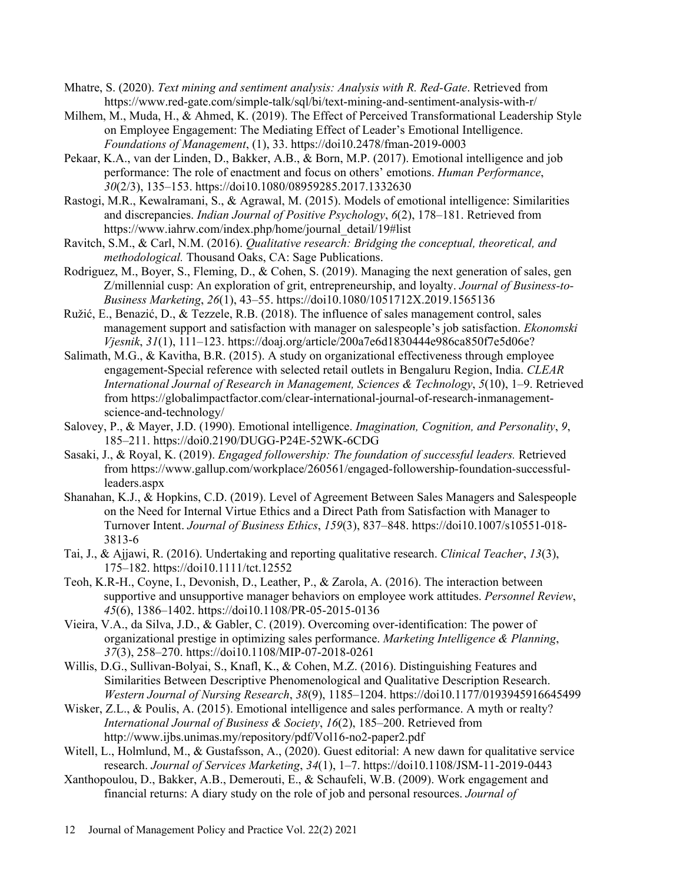Mhatre, S. (2020). *Text mining and sentiment analysis: Analysis with R. Red-Gate*. Retrieved from https://www.red-gate.com/simple-talk/sql/bi/text-mining-and-sentiment-analysis-with-r/

Milhem, M., Muda, H., & Ahmed, K. (2019). The Effect of Perceived Transformational Leadership Style on Employee Engagement: The Mediating Effect of Leader's Emotional Intelligence. *Foundations of Management*, (1), 33. https://doi10.2478/fman-2019-0003

Pekaar, K.A., van der Linden, D., Bakker, A.B., & Born, M.P. (2017). Emotional intelligence and job performance: The role of enactment and focus on others' emotions. *Human Performance*, *30*(2/3), 135–153. https://doi10.1080/08959285.2017.1332630

Rastogi, M.R., Kewalramani, S., & Agrawal, M. (2015). Models of emotional intelligence: Similarities and discrepancies. *Indian Journal of Positive Psychology*, *6*(2), 178–181. Retrieved from https://www.iahrw.com/index.php/home/journal_detail/19#list

Ravitch, S.M., & Carl, N.M. (2016). *Qualitative research: Bridging the conceptual, theoretical, and methodological.* Thousand Oaks, CA: Sage Publications.

Rodriguez, M., Boyer, S., Fleming, D., & Cohen, S. (2019). Managing the next generation of sales, gen Z/millennial cusp: An exploration of grit, entrepreneurship, and loyalty. *Journal of Business-to-Business Marketing*, *26*(1), 43–55. https://doi10.1080/1051712X.2019.1565136

Ružić, E., Benazić, D., & Tezzele, R.B. (2018). The influence of sales management control, sales management support and satisfaction with manager on salespeople's job satisfaction. *Ekonomski Vjesnik*, *31*(1), 111–123. https://doaj.org/article/200a7e6d1830444e986ca850f7e5d06e?

Salimath, M.G., & Kavitha, B.R. (2015). A study on organizational effectiveness through employee engagement-Special reference with selected retail outlets in Bengaluru Region, India. *CLEAR International Journal of Research in Management, Sciences & Technology*, *5*(10), 1–9. Retrieved from https://globalimpactfactor.com/clear-international-journal-of-research-inmanagement-science-and-technology/

Salovey, P., & Mayer, J.D. (1990). Emotional intelligence. *Imagination, Cognition, and Personality*, *9*, 185–211. https://doi0.2190/DUGG-P24E-52WK-6CDG

Sasaki, J., & Royal, K. (2019). *Engaged followership: The foundation of successful leaders.* Retrieved from https://www.gallup.com/workplace/260561/engaged-followership-foundation-successful-leaders.aspx

Shanahan, K.J., & Hopkins, C.D. (2019). Level of Agreement Between Sales Managers and Salespeople on the Need for Internal Virtue Ethics and a Direct Path from Satisfaction with Manager to Turnover Intent. *Journal of Business Ethics*, *159*(3), 837–848. https://doi10.1007/s10551-018-3813-6

Tai, J., & Ajjawi, R. (2016). Undertaking and reporting qualitative research. *Clinical Teacher*, *13*(3), 175–182. https://doi10.1111/tct.12552

Teoh, K.R-H., Coyne, I., Devonish, D., Leather, P., & Zarola, A. (2016). The interaction between supportive and unsupportive manager behaviors on employee work attitudes. *Personnel Review*, *45*(6), 1386–1402. https://doi10.1108/PR-05-2015-0136

Vieira, V.A., da Silva, J.D., & Gabler, C. (2019). Overcoming over-identification: The power of organizational prestige in optimizing sales performance. *Marketing Intelligence & Planning*, *37*(3), 258–270. https://doi10.1108/MIP-07-2018-0261

Willis, D.G., Sullivan-Bolyai, S., Knafl, K., & Cohen, M.Z. (2016). Distinguishing Features and Similarities Between Descriptive Phenomenological and Qualitative Description Research. *Western Journal of Nursing Research*, *38*(9), 1185–1204. https://doi10.1177/0193945916645499

Wisker, Z.L., & Poulis, A. (2015). Emotional intelligence and sales performance. A myth or realty? *International Journal of Business & Society*, *16*(2), 185–200. Retrieved from http://www.ijbs.unimas.my/repository/pdf/Vol16-no2-paper2.pdf

Witell, L., Holmlund, M., & Gustafsson, A., (2020). Guest editorial: A new dawn for qualitative service research. *Journal of Services Marketing*, *34*(1), 1–7. https://doi10.1108/JSM-11-2019-0443

Xanthopoulou, D., Bakker, A.B., Demerouti, E., & Schaufeli, W.B. (2009). Work engagement and financial returns: A diary study on the role of job and personal resources. *Journal of*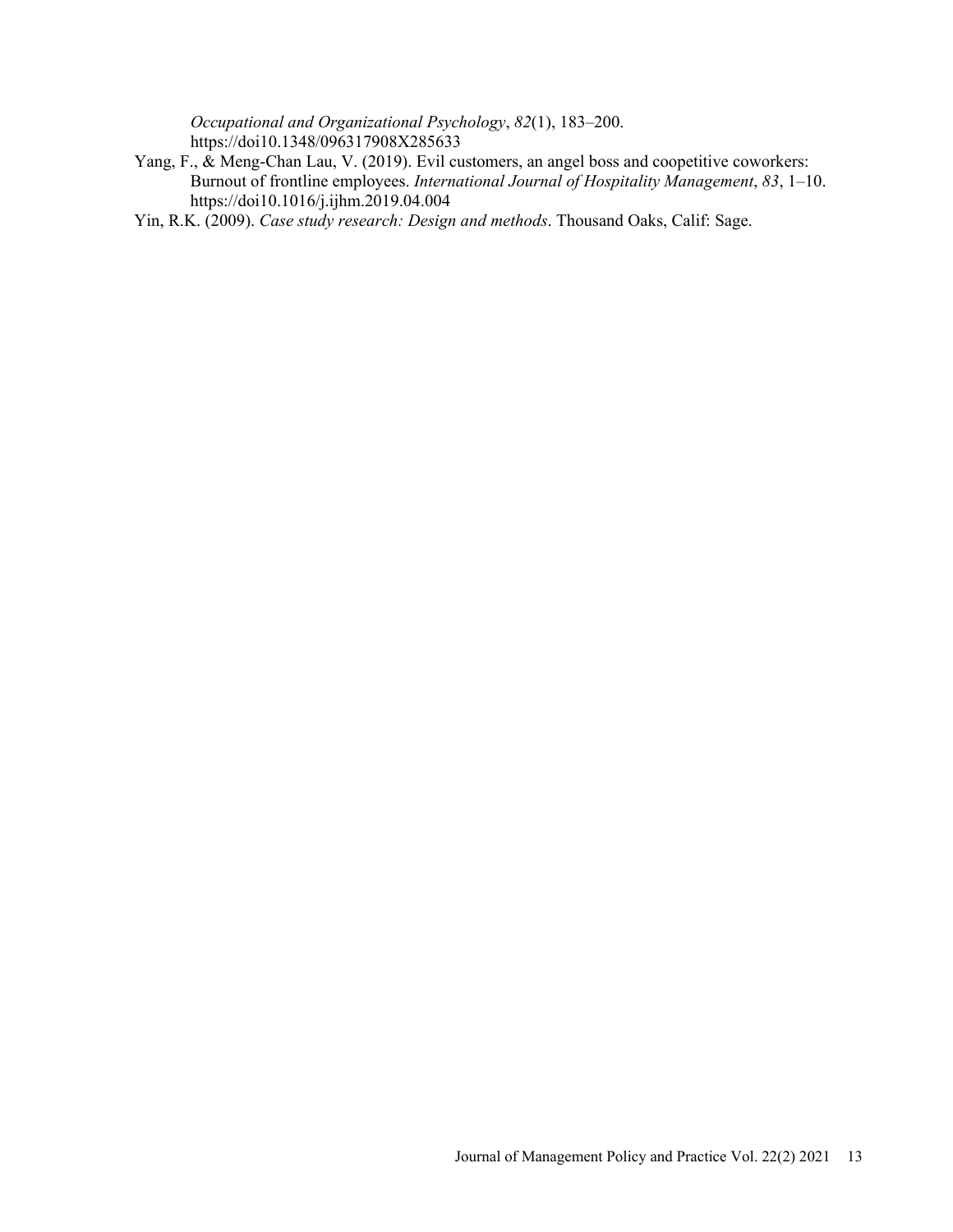*Occupational and Organizational Psychology*, *82*(1), 183–200. https://doi10.1348/096317908X285633

Yang, F., & Meng-Chan Lau, V. (2019). Evil customers, an angel boss and coopetitive coworkers: Burnout of frontline employees. *International Journal of Hospitality Management*, *83*, 1–10. https://doi10.1016/j.ijhm.2019.04.004

Yin, R.K. (2009). *Case study research: Design and methods*. Thousand Oaks, Calif: Sage.